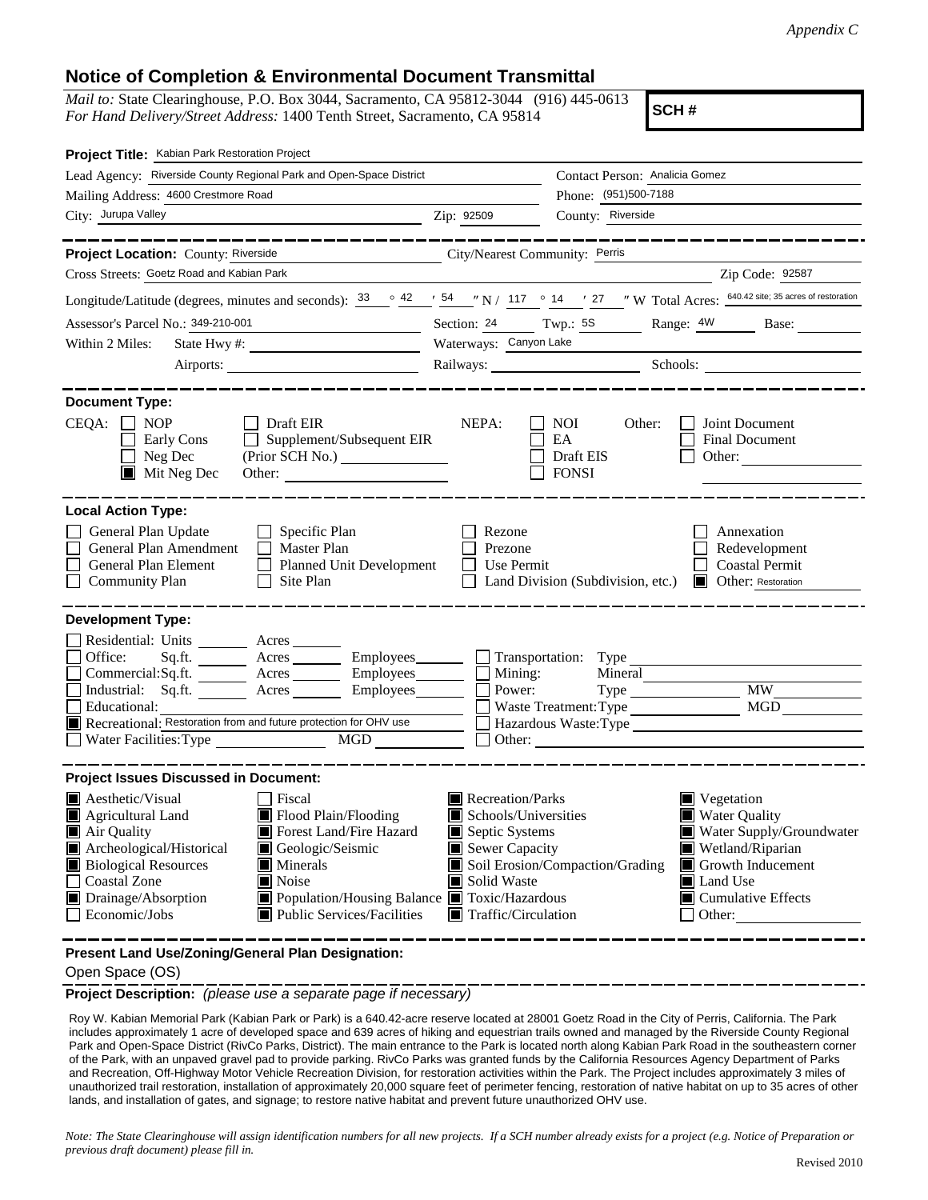*Appendix C*

## Notice of Completion & Environmental Document Transmittal

*Mail to:* State Clearinghouse, P.O. Box 3044, Sacramento, CA 95812-3044 (916) 445-0613
*For Hand Delivery/Street Address:* 1400 Tenth Street, Sacramento, CA 95814

**SCH #**

**Project Title:** Kabian Park Restoration Project

Lead Agency: Riverside County Regional Park and Open-Space District
Contact Person: Analicia Gomez
Mailing Address: 4600 Crestmore Road
Phone: (951)500-7188
City: Jurupa Valley Zip: 92509
County: Riverside

**Project Location:** County: Riverside City/Nearest Community: Perris
Cross Streets: Goetz Road and Kabian Park Zip Code: 92587
Longitude/Latitude (degrees, minutes and seconds): 33 ° 42 ′ 54 ″ N / 117 ° 14 ′ 27 ″ W Total Acres: 640.42 site; 35 acres of restoration
Assessor's Parcel No.: 349-210-001 Section: 24 Twp.: 5S Range: 4W Base:
Within 2 Miles: State Hwy #: Waterways: Canyon Lake
Airports: Railways: Schools:

**Document Type:**

CEQA: ☐ NOP ☐ Early Cons ☐ Neg Dec ☒ Mit Neg Dec ☐ Draft EIR ☐ Supplement/Subsequent EIR (Prior SCH No.) Other:

NEPA: ☐ NOI ☐ EA ☐ Draft EIS ☐ FONSI

Other: ☐ Joint Document ☐ Final Document ☐ Other:

**Local Action Type:**

☐ General Plan Update ☐ General Plan Amendment ☐ General Plan Element ☐ Community Plan ☐ Specific Plan ☐ Master Plan ☐ Planned Unit Development ☐ Site Plan ☐ Rezone ☐ Prezone ☐ Use Permit ☐ Land Division (Subdivision, etc.) ☐ Annexation ☐ Redevelopment ☐ Coastal Permit ☒ Other: Restoration

**Development Type:**

☐ Residential: Units Acres
☐ Office: Sq.ft. Acres Employees
☐ Commercial: Sq.ft. Acres Employees
☐ Industrial: Sq.ft. Acres Employees
☐ Educational:
☒ Recreational: Restoration from and future protection for OHV use
☐ Water Facilities: Type MGD
☐ Transportation: Type
☐ Mining: Mineral
☐ Power: Type MW
☐ Waste Treatment: Type MGD
☐ Hazardous Waste: Type
☐ Other:

**Project Issues Discussed in Document:**

☒ Aesthetic/Visual
☒ Agricultural Land
☒ Air Quality
☒ Archeological/Historical
☒ Biological Resources
☐ Coastal Zone
☒ Drainage/Absorption
☐ Economic/Jobs
☐ Fiscal
☒ Flood Plain/Flooding
☒ Forest Land/Fire Hazard
☒ Geologic/Seismic
☒ Minerals
☒ Noise
☒ Population/Housing Balance
☒ Public Services/Facilities
☒ Recreation/Parks
☒ Schools/Universities
☒ Septic Systems
☒ Sewer Capacity
☒ Soil Erosion/Compaction/Grading
☒ Solid Waste
☒ Toxic/Hazardous
☒ Traffic/Circulation
☒ Vegetation
☒ Water Quality
☒ Water Supply/Groundwater
☒ Wetland/Riparian
☒ Growth Inducement
☒ Land Use
☒ Cumulative Effects
☐ Other:

**Present Land Use/Zoning/General Plan Designation:**

Open Space (OS)

**Project Description:** *(please use a separate page if necessary)*

Roy W. Kabian Memorial Park (Kabian Park or Park) is a 640.42-acre reserve located at 28001 Goetz Road in the City of Perris, California. The Park includes approximately 1 acre of developed space and 639 acres of hiking and equestrian trails owned and managed by the Riverside County Regional Park and Open-Space District (RivCo Parks, District). The main entrance to the Park is located north along Kabian Park Road in the southeastern corner of the Park, with an unpaved gravel pad to provide parking. RivCo Parks was granted funds by the California Resources Agency Department of Parks and Recreation, Off-Highway Motor Vehicle Recreation Division, for restoration activities within the Park. The Project includes approximately 3 miles of unauthorized trail restoration, installation of approximately 20,000 square feet of perimeter fencing, restoration of native habitat on up to 35 acres of other lands, and installation of gates, and signage; to restore native habitat and prevent future unauthorized OHV use.

*Note: The State Clearinghouse will assign identification numbers for all new projects. If a SCH number already exists for a project (e.g. Notice of Preparation or previous draft document) please fill in.*

Revised 2010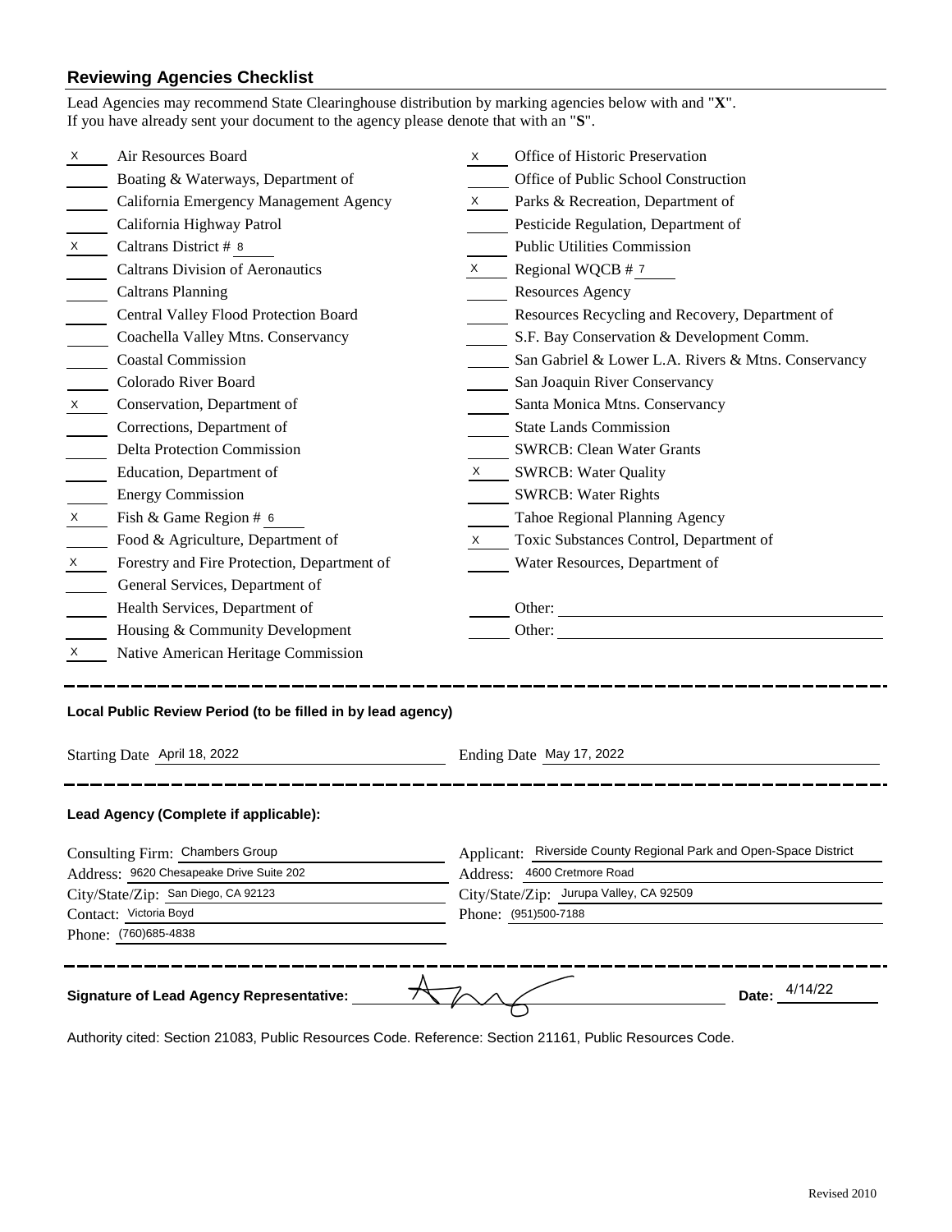## Reviewing Agencies Checklist

Lead Agencies may recommend State Clearinghouse distribution by marking agencies below with and "**X**".
If you have already sent your document to the agency please denote that with an "**S**".

| | | | |
|---|---|---|---|
| X | Air Resources Board | X | Office of Historic Preservation |
| | Boating & Waterways, Department of | | Office of Public School Construction |
| | California Emergency Management Agency | X | Parks & Recreation, Department of |
| | California Highway Patrol | | Pesticide Regulation, Department of |
| X | Caltrans District # 8 | | Public Utilities Commission |
| | Caltrans Division of Aeronautics | X | Regional WQCB # 7 |
| | Caltrans Planning | | Resources Agency |
| | Central Valley Flood Protection Board | | Resources Recycling and Recovery, Department of |
| | Coachella Valley Mtns. Conservancy | | S.F. Bay Conservation & Development Comm. |
| | Coastal Commission | | San Gabriel & Lower L.A. Rivers & Mtns. Conservancy |
| | Colorado River Board | | San Joaquin River Conservancy |
| X | Conservation, Department of | | Santa Monica Mtns. Conservancy |
| | Corrections, Department of | | State Lands Commission |
| | Delta Protection Commission | | SWRCB: Clean Water Grants |
| | Education, Department of | X | SWRCB: Water Quality |
| | Energy Commission | | SWRCB: Water Rights |
| X | Fish & Game Region # 6 | | Tahoe Regional Planning Agency |
| | Food & Agriculture, Department of | X | Toxic Substances Control, Department of |
| X | Forestry and Fire Protection, Department of | | Water Resources, Department of |
| | General Services, Department of | | |
| | Health Services, Department of | | Other: |
| | Housing & Community Development | | Other: |
| X | Native American Heritage Commission | | |

---

**Local Public Review Period (to be filled in by lead agency)**

Starting Date April 18, 2022 Ending Date May 17, 2022

---

**Lead Agency (Complete if applicable):**

Consulting Firm: Chambers Group
Address: 9620 Chesapeake Drive Suite 202
City/State/Zip: San Diego, CA 92123
Contact: Victoria Boyd
Phone: (760)685-4838

Applicant: Riverside County Regional Park and Open-Space District
Address: 4600 Cretmore Road
City/State/Zip: Jurupa Valley, CA 92509
Phone: (951)500-7188

---

**Signature of Lead Agency Representative:** [signature] **Date:** 4/14/22

Authority cited: Section 21083, Public Resources Code. Reference: Section 21161, Public Resources Code.

Revised 2010